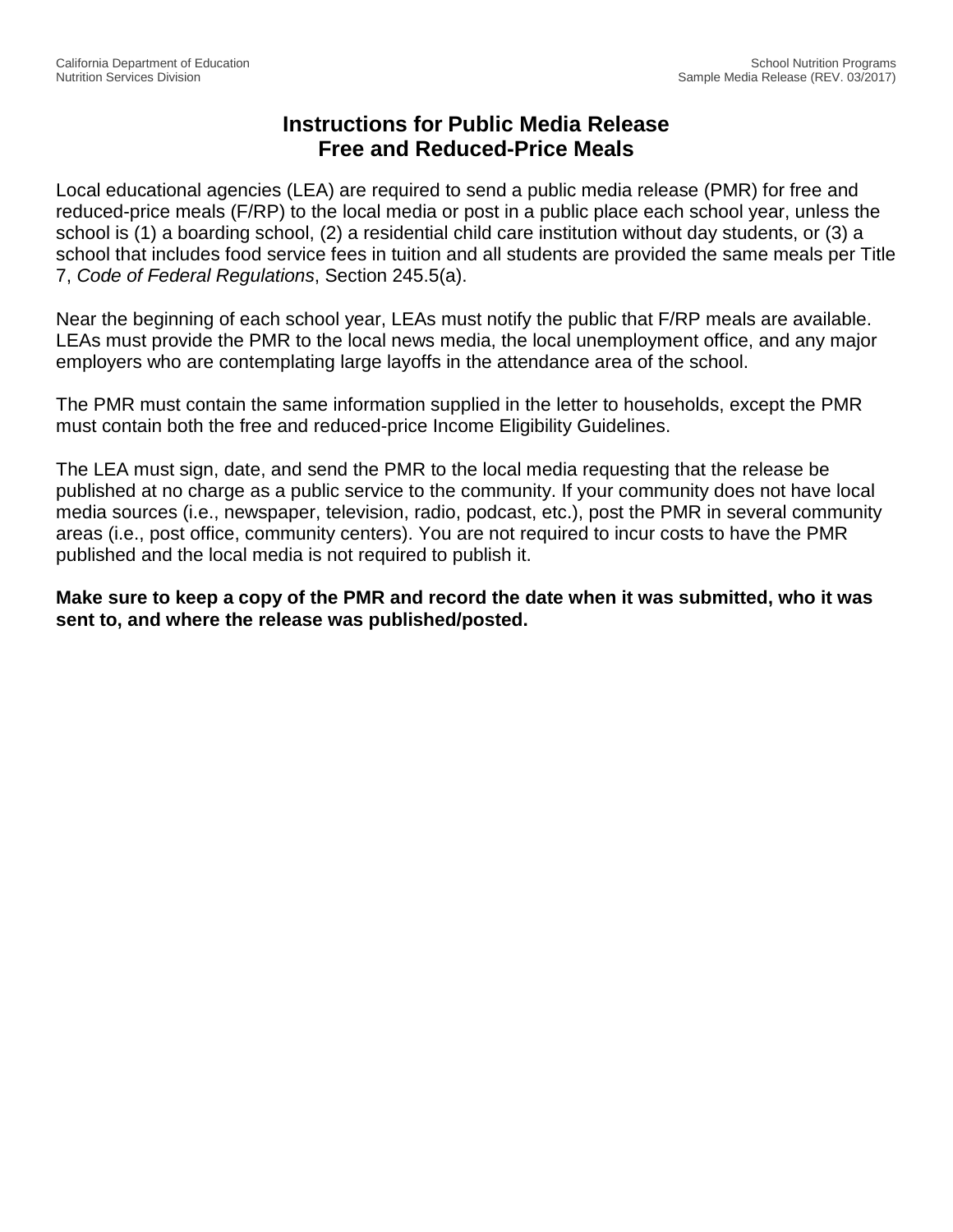# Instructions for Public Media Release
# Free and Reduced-Price Meals

Local educational agencies (LEA) are required to send a public media release (PMR) for free and reduced-price meals (F/RP) to the local media or post in a public place each school year, unless the school is (1) a boarding school, (2) a residential child care institution without day students, or (3) a school that includes food service fees in tuition and all students are provided the same meals per Title 7, *Code of Federal Regulations*, Section 245.5(a).

Near the beginning of each school year, LEAs must notify the public that F/RP meals are available. LEAs must provide the PMR to the local news media, the local unemployment office, and any major employers who are contemplating large layoffs in the attendance area of the school.

The PMR must contain the same information supplied in the letter to households, except the PMR must contain both the free and reduced-price Income Eligibility Guidelines.

The LEA must sign, date, and send the PMR to the local media requesting that the release be published at no charge as a public service to the community. If your community does not have local media sources (i.e., newspaper, television, radio, podcast, etc.), post the PMR in several community areas (i.e., post office, community centers). You are not required to incur costs to have the PMR published and the local media is not required to publish it.

**Make sure to keep a copy of the PMR and record the date when it was submitted, who it was sent to, and where the release was published/posted.**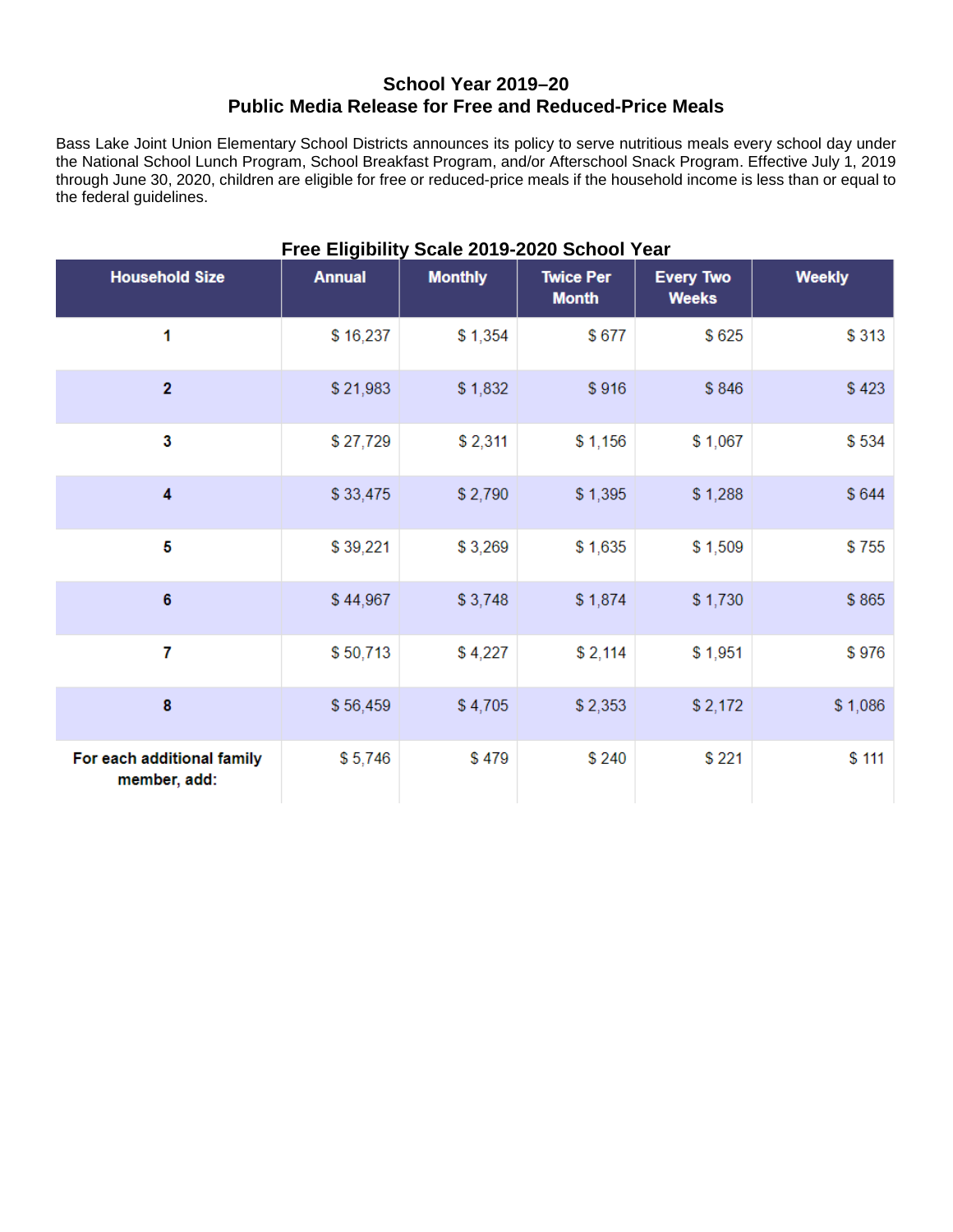## School Year 2019–20
## Public Media Release for Free and Reduced-Price Meals

Bass Lake Joint Union Elementary School Districts announces its policy to serve nutritious meals every school day under the National School Lunch Program, School Breakfast Program, and/or Afterschool Snack Program. Effective July 1, 2019 through June 30, 2020, children are eligible for free or reduced-price meals if the household income is less than or equal to the federal guidelines.

### Free Eligibility Scale 2019-2020 School Year

| Household Size | Annual | Monthly | Twice Per Month | Every Two Weeks | Weekly |
|---|---|---|---|---|---|
| 1 | $ 16,237 | $ 1,354 | $ 677 | $ 625 | $ 313 |
| 2 | $ 21,983 | $ 1,832 | $ 916 | $ 846 | $ 423 |
| 3 | $ 27,729 | $ 2,311 | $ 1,156 | $ 1,067 | $ 534 |
| 4 | $ 33,475 | $ 2,790 | $ 1,395 | $ 1,288 | $ 644 |
| 5 | $ 39,221 | $ 3,269 | $ 1,635 | $ 1,509 | $ 755 |
| 6 | $ 44,967 | $ 3,748 | $ 1,874 | $ 1,730 | $ 865 |
| 7 | $ 50,713 | $ 4,227 | $ 2,114 | $ 1,951 | $ 976 |
| 8 | $ 56,459 | $ 4,705 | $ 2,353 | $ 2,172 | $ 1,086 |
| For each additional family member, add: | $ 5,746 | $ 479 | $ 240 | $ 221 | $ 111 |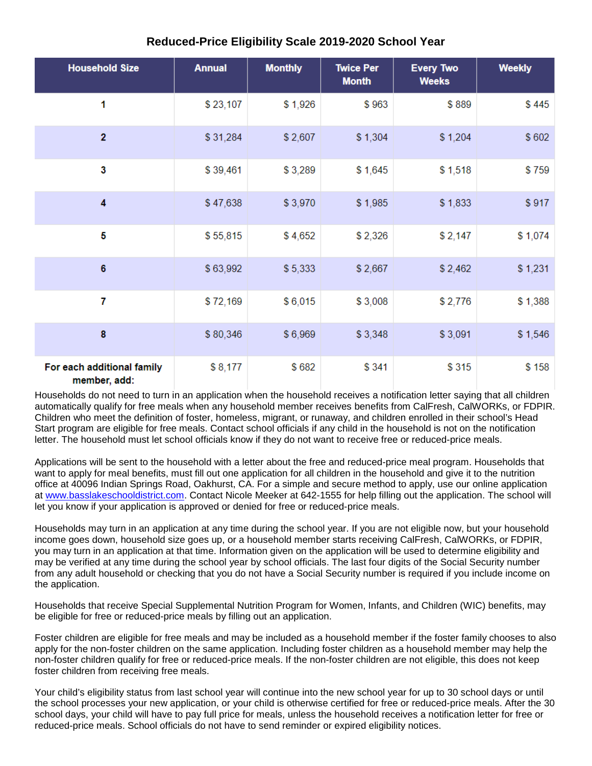## Reduced-Price Eligibility Scale 2019-2020 School Year

| Household Size | Annual | Monthly | Twice Per Month | Every Two Weeks | Weekly |
|---|---|---|---|---|---|
| 1 | $ 23,107 | $ 1,926 | $ 963 | $ 889 | $ 445 |
| 2 | $ 31,284 | $ 2,607 | $ 1,304 | $ 1,204 | $ 602 |
| 3 | $ 39,461 | $ 3,289 | $ 1,645 | $ 1,518 | $ 759 |
| 4 | $ 47,638 | $ 3,970 | $ 1,985 | $ 1,833 | $ 917 |
| 5 | $ 55,815 | $ 4,652 | $ 2,326 | $ 2,147 | $ 1,074 |
| 6 | $ 63,992 | $ 5,333 | $ 2,667 | $ 2,462 | $ 1,231 |
| 7 | $ 72,169 | $ 6,015 | $ 3,008 | $ 2,776 | $ 1,388 |
| 8 | $ 80,346 | $ 6,969 | $ 3,348 | $ 3,091 | $ 1,546 |
| For each additional family member, add: | $ 8,177 | $ 682 | $ 341 | $ 315 | $ 158 |

Households do not need to turn in an application when the household receives a notification letter saying that all children automatically qualify for free meals when any household member receives benefits from CalFresh, CalWORKs, or FDPIR. Children who meet the definition of foster, homeless, migrant, or runaway, and children enrolled in their school's Head Start program are eligible for free meals. Contact school officials if any child in the household is not on the notification letter. The household must let school officials know if they do not want to receive free or reduced-price meals.

Applications will be sent to the household with a letter about the free and reduced-price meal program. Households that want to apply for meal benefits, must fill out one application for all children in the household and give it to the nutrition office at 40096 Indian Springs Road, Oakhurst, CA. For a simple and secure method to apply, use our online application at [www.basslakeschooldistrict.com](http://www.basslakeschooldistrict.com). Contact Nicole Meeker at 642-1555 for help filling out the application. The school will let you know if your application is approved or denied for free or reduced-price meals.

Households may turn in an application at any time during the school year. If you are not eligible now, but your household income goes down, household size goes up, or a household member starts receiving CalFresh, CalWORKs, or FDPIR, you may turn in an application at that time. Information given on the application will be used to determine eligibility and may be verified at any time during the school year by school officials. The last four digits of the Social Security number from any adult household or checking that you do not have a Social Security number is required if you include income on the application.

Households that receive Special Supplemental Nutrition Program for Women, Infants, and Children (WIC) benefits, may be eligible for free or reduced-price meals by filling out an application.

Foster children are eligible for free meals and may be included as a household member if the foster family chooses to also apply for the non-foster children on the same application. Including foster children as a household member may help the non-foster children qualify for free or reduced-price meals. If the non-foster children are not eligible, this does not keep foster children from receiving free meals.

Your child's eligibility status from last school year will continue into the new school year for up to 30 school days or until the school processes your new application, or your child is otherwise certified for free or reduced-price meals. After the 30 school days, your child will have to pay full price for meals, unless the household receives a notification letter for free or reduced-price meals. School officials do not have to send reminder or expired eligibility notices.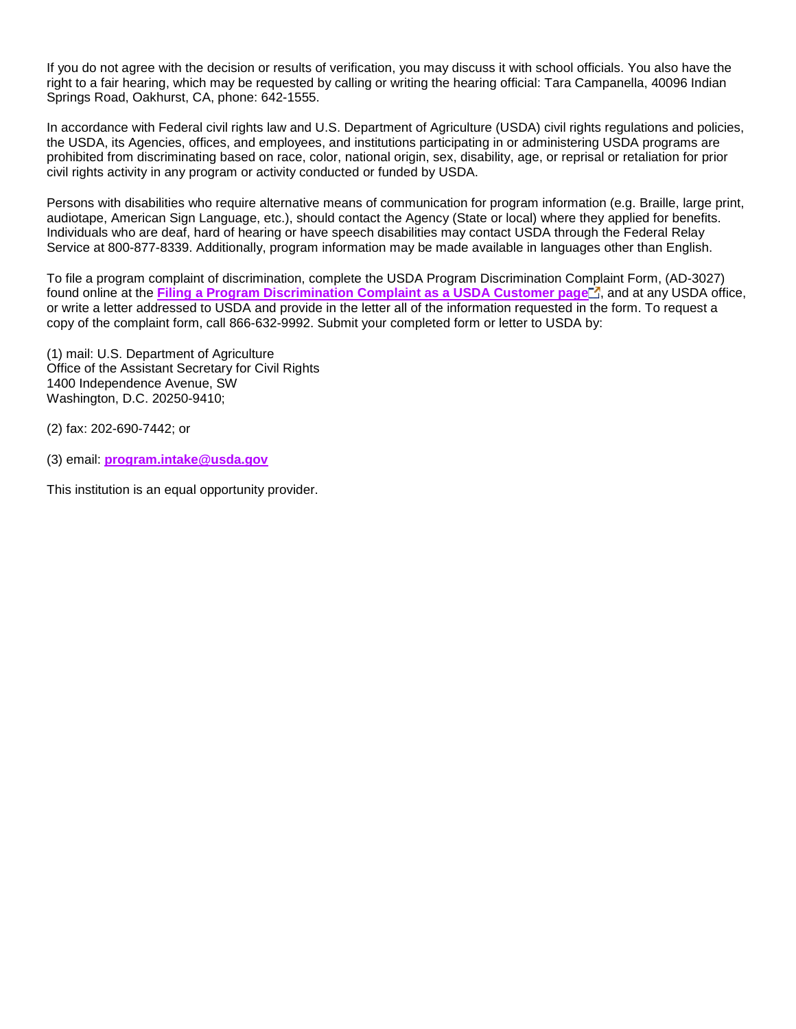If you do not agree with the decision or results of verification, you may discuss it with school officials. You also have the right to a fair hearing, which may be requested by calling or writing the hearing official: Tara Campanella, 40096 Indian Springs Road, Oakhurst, CA, phone: 642-1555.

In accordance with Federal civil rights law and U.S. Department of Agriculture (USDA) civil rights regulations and policies, the USDA, its Agencies, offices, and employees, and institutions participating in or administering USDA programs are prohibited from discriminating based on race, color, national origin, sex, disability, age, or reprisal or retaliation for prior civil rights activity in any program or activity conducted or funded by USDA.

Persons with disabilities who require alternative means of communication for program information (e.g. Braille, large print, audiotape, American Sign Language, etc.), should contact the Agency (State or local) where they applied for benefits. Individuals who are deaf, hard of hearing or have speech disabilities may contact USDA through the Federal Relay Service at 800-877-8339. Additionally, program information may be made available in languages other than English.

To file a program complaint of discrimination, complete the USDA Program Discrimination Complaint Form, (AD-3027) found online at the **Filing a Program Discrimination Complaint as a USDA Customer page**, and at any USDA office, or write a letter addressed to USDA and provide in the letter all of the information requested in the form. To request a copy of the complaint form, call 866-632-9992. Submit your completed form or letter to USDA by:

(1) mail: U.S. Department of Agriculture
Office of the Assistant Secretary for Civil Rights
1400 Independence Avenue, SW
Washington, D.C. 20250-9410;

(2) fax: 202-690-7442; or

(3) email: **program.intake@usda.gov**

This institution is an equal opportunity provider.